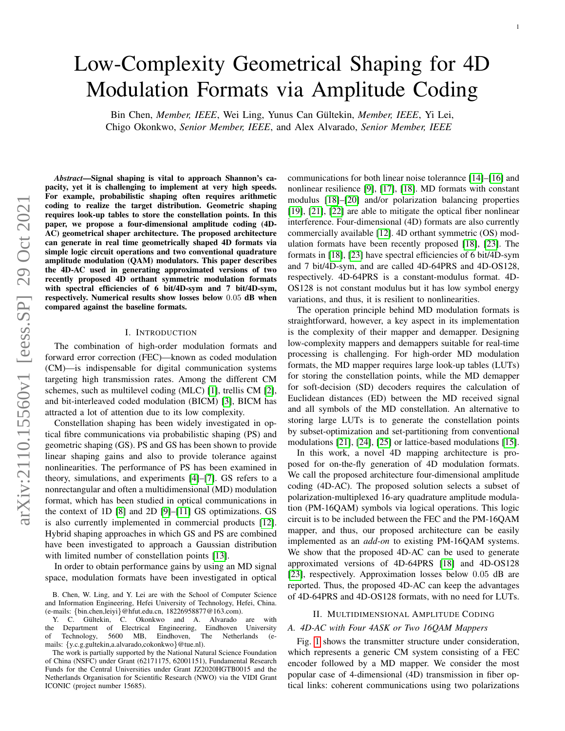# Low-Complexity Geometrical Shaping for 4D Modulation Formats via Amplitude Coding

Bin Chen, *Member, IEEE*, Wei Ling, Yunus Can Gültekin, *Member, IEEE*, Yi Lei, Chigo Okonkwo, *Senior Member, IEEE*, and Alex Alvarado, *Senior Member, IEEE*

***Abstract*—Signal shaping is vital to approach Shannon's capacity, yet it is challenging to implement at very high speeds. For example, probabilistic shaping often requires arithmetic coding to realize the target distribution. Geometric shaping requires look-up tables to store the constellation points. In this paper, we propose a four-dimensional amplitude coding (4D-AC) geometrical shaper architecture. The proposed architecture can generate in real time geometrically shaped 4D formats via simple logic circuit operations and two conventional quadrature amplitude modulation (QAM) modulators. This paper describes the 4D-AC used in generating approximated versions of two recently proposed 4D orthant symmetric modulation formats with spectral efficiencies of 6 bit/4D-sym and 7 bit/4D-sym, respectively. Numerical results show losses below $0.05$ dB when compared against the baseline formats.**

## I. Introduction

The combination of high-order modulation formats and forward error correction (FEC)—known as coded modulation (CM)—is indispensable for digital communication systems targeting high transmission rates. Among the different CM schemes, such as multilevel coding (MLC) [1], trellis CM [2], and bit-interleaved coded modulation (BICM) [3], BICM has attracted a lot of attention due to its low complexity.

Constellation shaping has been widely investigated in optical fibre communications via probabilistic shaping (PS) and geometric shaping (GS). PS and GS has been shown to provide linear shaping gains and also to provide tolerance against nonlinearities. The performance of PS has been examined in theory, simulations, and experiments [4]–[7]. GS refers to a nonrectangular and often a multidimensional (MD) modulation format, which has been studied in optical communications in the context of 1D [8] and 2D [9]–[11] GS optimizations. GS is also currently implemented in commercial products [12]. Hybrid shaping approaches in which GS and PS are combined have been investigated to approach a Gaussian distribution with limited number of constellation points [13].

In order to obtain performance gains by using an MD signal space, modulation formats have been investigated in optical communications for both linear noise tolerannce [14]–[16] and nonlinear resilience [9], [17], [18]. MD formats with constant modulus [18]–[20] and/or polarization balancing properties [19], [21], [22] are able to mitigate the optical fiber nonlinear interference. Four-dimensional (4D) formats are also currently commercially available [12]. 4D orthant symmetric (OS) modulation formats have been recently proposed [18], [23]. The formats in [18], [23] have spectral efficiencies of 6 bit/4D-sym and 7 bit/4D-sym, and are called 4D-64PRS and 4D-OS128, respectively. 4D-64PRS is a constant-modulus format. 4D-OS128 is not constant modulus but it has low symbol energy variations, and thus, it is resilient to nonlinearities.

The operation principle behind MD modulation formats is straightforward, however, a key aspect in its implementation is the complexity of their mapper and demapper. Designing low-complexity mappers and demappers suitable for real-time processing is challenging. For high-order MD modulation formats, the MD mapper requires large look-up tables (LUTs) for storing the constellation points, while the MD demapper for soft-decision (SD) decoders requires the calculation of Euclidean distances (ED) between the MD received signal and all symbols of the MD constellation. An alternative to storing large LUTs is to generate the constellation points by subset-optimization and set-partitioning from conventional modulations [21], [24], [25] or lattice-based modulations [15].

In this work, a novel 4D mapping architecture is proposed for on-the-fly generation of 4D modulation formats. We call the proposed architecture four-dimensional amplitude coding (4D-AC). The proposed solution selects a subset of polarization-multiplexed 16-ary quadrature amplitude modulation (PM-16QAM) symbols via logical operations. This logic circuit is to be included between the FEC and the PM-16QAM mapper, and thus, our proposed architecture can be easily implemented as an *add-on* to existing PM-16QAM systems. We show that the proposed 4D-AC can be used to generate approximated versions of 4D-64PRS [18] and 4D-OS128 [23], respectively. Approximation losses below $0.05$ dB are reported. Thus, the proposed 4D-AC can keep the advantages of 4D-64PRS and 4D-OS128 formats, with no need for LUTs.

## II. Multidimensional Amplitude Coding

### A. 4D-AC with Four 4ASK or Two 16QAM Mappers

Fig. 1 shows the transmitter structure under consideration, which represents a generic CM system consisting of a FEC encoder followed by a MD mapper. We consider the most popular case of 4-dimensional (4D) transmission in fiber optical links: coherent communications using two polarizations

B. Chen, W. Ling, and Y. Lei are with the School of Computer Science and Information Engineering, Hefei University of Technology, Hefei, China. (e-mails: {bin.chen,leiyi}@hfut.edu.cn, 18226958877@163.com).

Y. C. Gültekin, C. Okonkwo and A. Alvarado are with the Department of Electrical Engineering, Eindhoven University of Technology, 5600 MB, Eindhoven, The Netherlands (e-mails: {y.c.g.gultekin,a.alvarado,cokonkwo}@tue.nl).

The work is partially supported by the National Natural Science Foundation of China (NSFC) under Grant (62171175, 62001151), Fundamental Research Funds for the Central Universities under Grant JZ2020HGTB0015 and the Netherlands Organisation for Scientific Research (NWO) via the VIDI Grant ICONIC (project number 15685).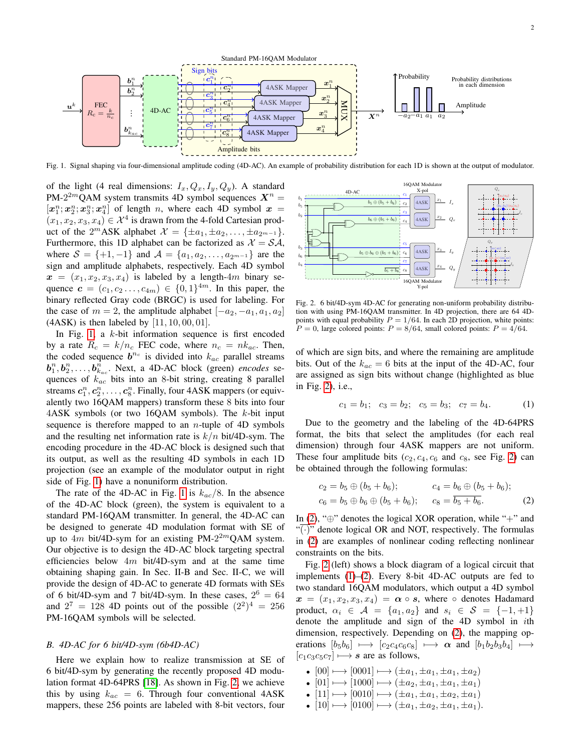Fig. 1. Signal shaping via four-dimensional amplitude coding (4D-AC). An example of probability distribution for each 1D is shown at the output of modulator.

of the light (4 real dimensions: $I_x, Q_x, I_y, Q_y$). A standard PM-$2^{2m}$QAM system transmits 4D symbol sequences $\boldsymbol{X}^n = [\boldsymbol{x}_1^n; \boldsymbol{x}_2^n; \boldsymbol{x}_3^n; \boldsymbol{x}_4^n]$ of length $n$, where each 4D symbol $\boldsymbol{x} = (x_1, x_2, x_3, x_4) \in \mathcal{X}^4$ is drawn from the 4-fold Cartesian product of the $2^m$ASK alphabet $\mathcal{X} = \{\pm a_1, \pm a_2, \ldots, \pm a_{2^{m-1}}\}$. Furthermore, this 1D alphabet can be factorized as $\mathcal{X} = \mathcal{S}\mathcal{A}$, where $\mathcal{S} = \{+1, -1\}$ and $\mathcal{A} = \{a_1, a_2, \ldots, a_{2^{m-1}}\}$ are the sign and amplitude alphabets, respectively. Each 4D symbol $\boldsymbol{x} = (x_1, x_2, x_3, x_4)$ is labeled by a length-$4m$ binary sequence $\boldsymbol{c} = (c_1, c_2 \ldots, c_{4m}) \in \{0, 1\}^{4m}$. In this paper, the binary reflected Gray code (BRGC) is used for labeling. For the case of $m = 2$, the amplitude alphabet $[-a_2, -a_1, a_1, a_2]$ (4ASK) is then labeled by $[11, 10, 00, 01]$.

In Fig. 1, a $k$-bit information sequence is first encoded by a rate $R_c = k/n_c$ FEC code, where $n_c = nk_{ac}$. Then, the coded sequence $\boldsymbol{b}^{n_c}$ is divided into $k_{ac}$ parallel streams $\boldsymbol{b}_1^n, \boldsymbol{b}_2^n, \ldots, \boldsymbol{b}_{k_{ac}}^n$. Next, a 4D-AC block (green) *encodes* sequences of $k_{ac}$ bits into an 8-bit string, creating 8 parallel streams $\boldsymbol{c}_1^n, \boldsymbol{c}_2^n, \ldots, \boldsymbol{c}_8^n$. Finally, four 4ASK mappers (or equivalently two 16QAM mappers) transform these 8 bits into four 4ASK symbols (or two 16QAM symbols). The $k$-bit input sequence is therefore mapped to an $n$-tuple of 4D symbols and the resulting net information rate is $k/n$ bit/4D-sym. The encoding procedure in the 4D-AC block is designed such that its output, as well as the resulting 4D symbols in each 1D projection (see an example of the modulator output in right side of Fig. 1) have a nonuniform distribution.

The rate of the 4D-AC in Fig. 1 is $k_{ac}/8$. In the absence of the 4D-AC block (green), the system is equivalent to a standard PM-16QAM transmitter. In general, the 4D-AC can be designed to generate 4D modulation format with SE of up to $4m$ bit/4D-sym for an existing PM-$2^{2m}$QAM system. Our objective is to design the 4D-AC block targeting spectral efficiencies below $4m$ bit/4D-sym and at the same time obtaining shaping gain. In Sec. II-B and Sec. II-C, we will provide the design of 4D-AC to generate 4D formats with SEs of 6 bit/4D-sym and 7 bit/4D-sym. In these cases, $2^6 = 64$ and $2^7 = 128$ 4D points out of the possible $(2^2)^4 = 256$ PM-16QAM symbols will be selected.

### B. 4D-AC for 6 bit/4D-sym (6b4D-AC)

Here we explain how to realize transmission at SE of 6 bit/4D-sym by generating the recently proposed 4D modulation format 4D-64PRS [18]. As shown in Fig. 2, we achieve this by using $k_{ac} = 6$. Through four conventional 4ASK mappers, these 256 points are labeled with 8-bit vectors, four

Fig. 2. 6 bit/4D-sym 4D-AC for generating non-uniform probability distribution with standard PM-16QAM transmitter. In 4D projection, there are 64 4D-points with equal probability $P = 1/64$. In each 2D projection, white points: $P = 0$, large colored points: $P = 8/64$, small colored points: $P = 4/64$.

of which are sign bits, and where the remaining are amplitude bits. Out of the $k_{ac} = 6$ bits at the input of the 4D-AC, four are assigned as sign bits without change (highlighted as blue in Fig. 2), i.e.,

$$c_1 = b_1; \quad c_3 = b_2; \quad c_5 = b_3; \quad c_7 = b_4. \tag{1}$$

Due to the geometry and the labeling of the 4D-64PRS format, the bits that select the amplitudes (for each real dimension) through four 4ASK mappers are not uniform. These four amplitude bits ($c_2, c_4, c_6$ and $c_8$, see Fig. 2) can be obtained through the following formulas:

$$\begin{aligned} c_2 &= b_5 \oplus (b_5 + b_6); & c_4 &= b_6 \oplus (b_5 + b_6); \\ c_6 &= b_5 \oplus b_6 \oplus (b_5 + b_6); & c_8 &= \overline{b_5 + b_6}. \end{aligned} \tag{2}$$

In (2), "$\oplus$" denotes the logical XOR operation, while "$+$" and "$\overline{(\cdot)}$" denote logical OR and NOT, respectively. The formulas in (2) are examples of nonlinear coding reflecting nonlinear constraints on the bits.

Fig. 2 (left) shows a block diagram of a logical circuit that implements (1)–(2). Every 8-bit 4D-AC outputs are fed to two standard 16QAM modulators, which output a 4D symbol $\boldsymbol{x} = (x_1, x_2, x_3, x_4) = \boldsymbol{\alpha} \circ \boldsymbol{s}$, where $\circ$ denotes Hadamard product, $\alpha_i \in \mathcal{A} = \{a_1, a_2\}$ and $s_i \in \mathcal{S} = \{-1, +1\}$ denote the amplitude and sign of the 4D symbol in $i$th dimension, respectively. Depending on (2), the mapping operations $[b_5 b_6] \longmapsto [c_2 c_4 c_6 c_8] \longmapsto \boldsymbol{\alpha}$ and $[b_1 b_2 b_3 b_4] \longmapsto [c_1 c_3 c_5 c_7] \longmapsto \boldsymbol{s}$ are as follows,

- $[00] \longmapsto [0001] \longmapsto (\pm a_1, \pm a_1, \pm a_1, \pm a_2)$
- $[01] \longmapsto [1000] \longmapsto (\pm a_2, \pm a_1, \pm a_1, \pm a_1)$
- $[11] \longmapsto [0010] \longmapsto (\pm a_1, \pm a_1, \pm a_2, \pm a_1)$
- $[10] \longmapsto [0100] \longmapsto (\pm a_1, \pm a_2, \pm a_1, \pm a_1)$.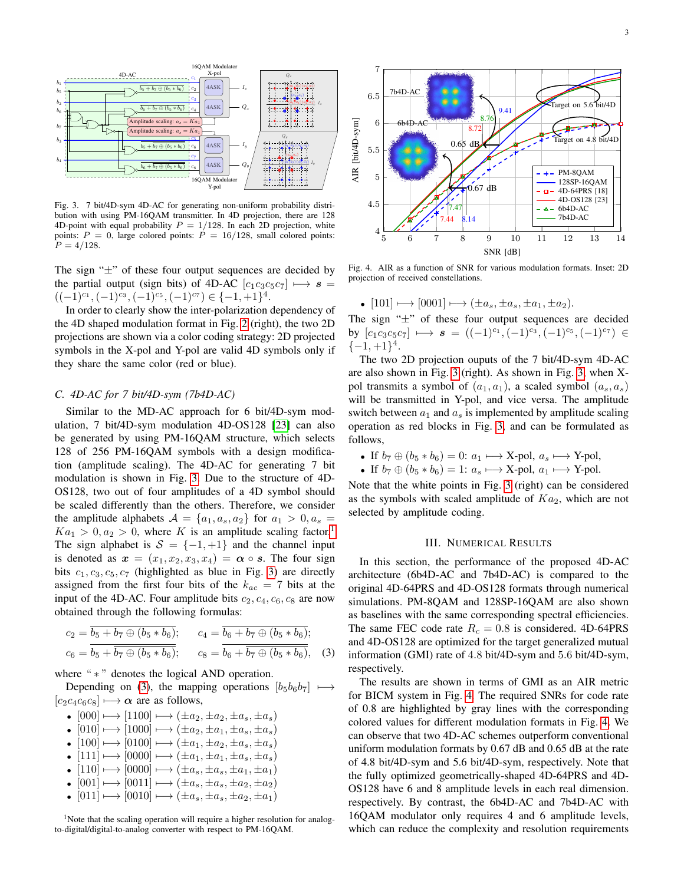Fig. 3. 7 bit/4D-sym 4D-AC for generating non-uniform probability distribution with using PM-16QAM transmitter. In 4D projection, there are 128 4D-point with equal probability $P = 1/128$. In each 2D projection, white points: $P = 0$, large colored points: $P = 16/128$, small colored points: $P = 4/128$.

The sign "±" of these four output sequences are decided by the partial output (sign bits) of 4D-AC $[c_1c_3c_5c_7] \longmapsto \boldsymbol{s} = ((-1)^{c_1}, (-1)^{c_3}, (-1)^{c_5}, (-1)^{c_7}) \in \{-1, +1\}^4$.

In order to clearly show the inter-polarization dependency of the 4D shaped modulation format in Fig. 2 (right), the two 2D projections are shown via a color coding strategy: 2D projected symbols in the X-pol and Y-pol are valid 4D symbols only if they share the same color (red or blue).

### C. 4D-AC for 7 bit/4D-sym (7b4D-AC)

Similar to the MD-AC approach for 6 bit/4D-sym modulation, 7 bit/4D-sym modulation 4D-OS128 [23] can also be generated by using PM-16QAM structure, which selects 128 of 256 PM-16QAM symbols with a design modification (amplitude scaling). The 4D-AC for generating 7 bit modulation is shown in Fig. 3. Due to the structure of 4D-OS128, two out of four amplitudes of a 4D symbol should be scaled differently than the others. Therefore, we consider the amplitude alphabets $\mathcal{A} = \{a_1, a_s, a_2\}$ for $a_1 > 0, a_s = Ka_1 > 0, a_2 > 0$, where $K$ is an amplitude scaling factor[1]. The sign alphabet is $\mathcal{S} = \{-1, +1\}$ and the channel input is denoted as $\boldsymbol{x} = (x_1, x_2, x_3, x_4) = \boldsymbol{\alpha} \circ \boldsymbol{s}$. The four sign bits $c_1, c_3, c_5, c_7$ (highlighted as blue in Fig. 3) are directly assigned from the first four bits of the $k_{ac} = 7$ bits at the input of the 4D-AC. Four amplitude bits $c_2, c_4, c_6, c_8$ are now obtained through the following formulas:

$$c_2 = \overline{b_5 + b_7 \oplus (b_5 * b_6)}; \quad c_4 = \overline{b_6 + b_7 \oplus (b_5 * b_6)};$$
$$c_6 = b_5 + \overline{b_7 \oplus (b_5 * b_6)}; \quad c_8 = b_6 + \overline{b_7 \oplus (b_5 * b_6)}, \quad (3)$$

where "$*$" denotes the logical AND operation.

Depending on (3), the mapping operations $[b_5b_6b_7] \longmapsto [c_2c_4c_6c_8] \longmapsto \boldsymbol{\alpha}$ are as follows,

- $[000] \longmapsto [1100] \longmapsto (\pm a_2, \pm a_2, \pm a_s, \pm a_s)$
- $[010] \longmapsto [1000] \longmapsto (\pm a_2, \pm a_1, \pm a_s, \pm a_s)$
- $[100] \longmapsto [0100] \longmapsto (\pm a_1, \pm a_2, \pm a_s, \pm a_s)$
- $[111] \longmapsto [0000] \longmapsto (\pm a_1, \pm a_1, \pm a_s, \pm a_s)$
- $[110] \longmapsto [0000] \longmapsto (\pm a_s, \pm a_s, \pm a_1, \pm a_1)$
- $[001] \longmapsto [0011] \longmapsto (\pm a_s, \pm a_s, \pm a_2, \pm a_2)$
- $[011] \longmapsto [0010] \longmapsto (\pm a_s, \pm a_s, \pm a_2, \pm a_1)$
- $[101] \longmapsto [0001] \longmapsto (\pm a_s, \pm a_s, \pm a_1, \pm a_2)$.

The sign "±" of these four output sequences are decided by $[c_1c_3c_5c_7] \longmapsto \boldsymbol{s} = ((-1)^{c_1}, (-1)^{c_3}, (-1)^{c_5}, (-1)^{c_7}) \in \{-1, +1\}^4$.

The two 2D projection ouputs of the 7 bit/4D-sym 4D-AC are also shown in Fig. 3 (right). As shown in Fig. 3, when X-pol transmits a symbol of $(a_1, a_1)$, a scaled symbol $(a_s, a_s)$ will be transmitted in Y-pol, and vice versa. The amplitude switch between $a_1$ and $a_s$ is implemented by amplitude scaling operation as red blocks in Fig. 3, and can be formulated as follows,

- If $b_7 \oplus (b_5 * b_6) = 0$: $a_1 \longmapsto$ X-pol, $a_s \longmapsto$ Y-pol,
- If $b_7 \oplus (b_5 * b_6) = 1$: $a_s \longmapsto$ X-pol, $a_1 \longmapsto$ Y-pol.

Note that the white points in Fig. 3 (right) can be considered as the symbols with scaled amplitude of $Ka_2$, which are not selected by amplitude coding.

[1]Note that the scaling operation will require a higher resolution for analog-to-digital/digital-to-analog converter with respect to PM-16QAM.

Fig. 4. AIR as a function of SNR for various modulation formats. Inset: 2D projection of received constellations.

## III. Numerical Results

In this section, the performance of the proposed 4D-AC architecture (6b4D-AC and 7b4D-AC) is compared to the original 4D-64PRS and 4D-OS128 formats through numerical simulations. PM-8QAM and 128SP-16QAM are also shown as baselines with the same corresponding spectral efficiencies. The same FEC code rate $R_c = 0.8$ is considered. 4D-64PRS and 4D-OS128 are optimized for the target generalized mutual information (GMI) rate of 4.8 bit/4D-sym and 5.6 bit/4D-sym, respectively.

The results are shown in terms of GMI as an AIR metric for BICM system in Fig. 4. The required SNRs for code rate of 0.8 are highlighted by gray lines with the corresponding colored values for different modulation formats in Fig. 4. We can observe that two 4D-AC schemes outperform conventional uniform modulation formats by 0.67 dB and 0.65 dB at the rate of 4.8 bit/4D-sym and 5.6 bit/4D-sym, respectively. Note that the fully optimized geometrically-shaped 4D-64PRS and 4D-OS128 have 6 and 8 amplitude levels in each real dimension. respectively. By contrast, the 6b4D-AC and 7b4D-AC with 16QAM modulator only requires 4 and 6 amplitude levels, which can reduce the complexity and resolution requirements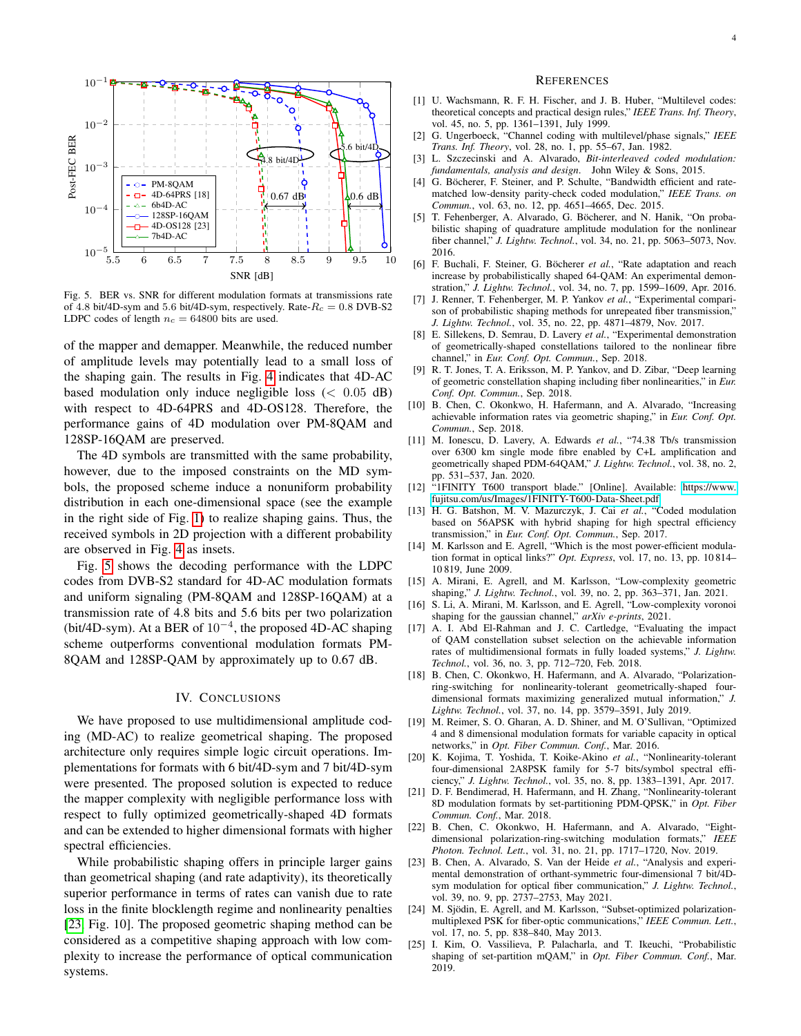Post-FEC BER

SNR [dB]

$10^{-1}$

$10^{-2}$

$10^{-3}$

$10^{-4}$

$10^{-5}$

5.5 6 6.5 7 7.5 8 8.5 9 9.5 10

PM-8QAM
4D-64PRS [18]
6b4D-AC
128SP-16QAM
4D-OS128 [23]
7b4D-AC

4.8 bit/4D

5.6 bit/4D

0.67 dB

0.6 dB

Fig. 5. BER vs. SNR for different modulation formats at transmissions rate of 4.8 bit/4D-sym and 5.6 bit/4D-sym, respectively. Rate-$R_c = 0.8$ DVB-S2 LDPC codes of length $n_c = 64800$ bits are used.

of the mapper and demapper. Meanwhile, the reduced number of amplitude levels may potentially lead to a small loss of the shaping gain. The results in Fig. 4 indicates that 4D-AC based modulation only induce negligible loss ($< 0.05$ dB) with respect to 4D-64PRS and 4D-OS128. Therefore, the performance gains of 4D modulation over PM-8QAM and 128SP-16QAM are preserved.

The 4D symbols are transmitted with the same probability, however, due to the imposed constraints on the MD symbols, the proposed scheme induce a nonuniform probability distribution in each one-dimensional space (see the example in the right side of Fig. 1) to realize shaping gains. Thus, the received symbols in 2D projection with a different probability are observed in Fig. 4 as insets.

Fig. 5 shows the decoding performance with the LDPC codes from DVB-S2 standard for 4D-AC modulation formats and uniform signaling (PM-8QAM and 128SP-16QAM) at a transmission rate of 4.8 bits and 5.6 bits per two polarization (bit/4D-sym). At a BER of $10^{-4}$, the proposed 4D-AC shaping scheme outperforms conventional modulation formats PM-8QAM and 128SP-QAM by approximately up to 0.67 dB.

## IV. Conclusions

We have proposed to use multidimensional amplitude coding (MD-AC) to realize geometrical shaping. The proposed architecture only requires simple logic circuit operations. Implementations for formats with 6 bit/4D-sym and 7 bit/4D-sym were presented. The proposed solution is expected to reduce the mapper complexity with negligible performance loss with respect to fully optimized geometrically-shaped 4D formats and can be extended to higher dimensional formats with higher spectral efficiencies.

While probabilistic shaping offers in principle larger gains than geometrical shaping (and rate adaptivity), its theoretically superior performance in terms of rates can vanish due to rate loss in the finite blocklength regime and nonlinearity penalties [23, Fig. 10]. The proposed geometric shaping method can be considered as a competitive shaping approach with low complexity to increase the performance of optical communication systems.

## References

[1] U. Wachsmann, R. F. H. Fischer, and J. B. Huber, "Multilevel codes: theoretical concepts and practical design rules," *IEEE Trans. Inf. Theory*, vol. 45, no. 5, pp. 1361–1391, July 1999.

[2] G. Ungerboeck, "Channel coding with multilevel/phase signals," *IEEE Trans. Inf. Theory*, vol. 28, no. 1, pp. 55–67, Jan. 1982.

[3] L. Szczecinski and A. Alvarado, *Bit-interleaved coded modulation: fundamentals, analysis and design*. John Wiley & Sons, 2015.

[4] G. Böcherer, F. Steiner, and P. Schulte, "Bandwidth efficient and rate-matched low-density parity-check coded modulation," *IEEE Trans. on Commun.*, vol. 63, no. 12, pp. 4651–4665, Dec. 2015.

[5] T. Fehenberger, A. Alvarado, G. Böcherer, and N. Hanik, "On probabilistic shaping of quadrature amplitude modulation for the nonlinear fiber channel," *J. Lightw. Technol.*, vol. 34, no. 21, pp. 5063–5073, Nov. 2016.

[6] F. Buchali, F. Steiner, G. Böcherer *et al.*, "Rate adaptation and reach increase by probabilistically shaped 64-QAM: An experimental demonstration," *J. Lightw. Technol.*, vol. 34, no. 7, pp. 1599–1609, Apr. 2016.

[7] J. Renner, T. Fehenberger, M. P. Yankov *et al.*, "Experimental comparison of probabilistic shaping methods for unrepeated fiber transmission," *J. Lightw. Technol.*, vol. 35, no. 22, pp. 4871–4879, Nov. 2017.

[8] E. Sillekens, D. Semrau, D. Lavery *et al.*, "Experimental demonstration of geometrically-shaped constellations tailored to the nonlinear fibre channel," in *Eur. Conf. Opt. Commun.*, Sep. 2018.

[9] R. T. Jones, T. A. Eriksson, M. P. Yankov, and D. Zibar, "Deep learning of geometric constellation shaping including fiber nonlinearities," in *Eur. Conf. Opt. Commun.*, Sep. 2018.

[10] B. Chen, C. Okonkwo, H. Hafermann, and A. Alvarado, "Increasing achievable information rates via geometric shaping," in *Eur. Conf. Opt. Commun.*, Sep. 2018.

[11] M. Ionescu, D. Lavery, A. Edwards *et al.*, "74.38 Tb/s transmission over 6300 km single mode fibre enabled by C+L amplification and geometrically shaped PDM-64QAM," *J. Lightw. Technol.*, vol. 38, no. 2, pp. 531–537, Jan. 2020.

[12] "1FINITY T600 transport blade." [Online]. Available: https://www.fujitsu.com/us/Images/1FINITY-T600-Data-Sheet.pdf

[13] H. G. Batshon, M. V. Mazurczyk, J. Cai *et al.*, "Coded modulation based on 56APSK with hybrid shaping for high spectral efficiency transmission," in *Eur. Conf. Opt. Commun.*, Sep. 2017.

[14] M. Karlsson and E. Agrell, "Which is the most power-efficient modulation format in optical links?" *Opt. Express*, vol. 17, no. 13, pp. 10 814–10 819, June 2009.

[15] A. Mirani, E. Agrell, and M. Karlsson, "Low-complexity geometric shaping," *J. Lightw. Technol.*, vol. 39, no. 2, pp. 363–371, Jan. 2021.

[16] S. Li, A. Mirani, M. Karlsson, and E. Agrell, "Low-complexity voronoi shaping for the gaussian channel," *arXiv e-prints*, 2021.

[17] A. I. Abd El-Rahman and J. C. Cartledge, "Evaluating the impact of QAM constellation subset selection on the achievable information rates of multidimensional formats in fully loaded systems," *J. Lightw. Technol.*, vol. 36, no. 3, pp. 712–720, Feb. 2018.

[18] B. Chen, C. Okonkwo, H. Hafermann, and A. Alvarado, "Polarization-ring-switching for nonlinearity-tolerant geometrically-shaped four-dimensional formats maximizing generalized mutual information," *J. Lightw. Technol.*, vol. 37, no. 14, pp. 3579–3591, July 2019.

[19] M. Reimer, S. O. Gharan, A. D. Shiner, and M. O'Sullivan, "Optimized 4 and 8 dimensional modulation formats for variable capacity in optical networks," in *Opt. Fiber Commun. Conf.*, Mar. 2016.

[20] K. Kojima, T. Yoshida, T. Koike-Akino *et al.*, "Nonlinearity-tolerant four-dimensional 2A8PSK family for 5-7 bits/symbol spectral efficiency," *J. Lightw. Technol.*, vol. 35, no. 8, pp. 1383–1391, Apr. 2017.

[21] D. F. Bendimerad, H. Hafermann, and H. Zhang, "Nonlinearity-tolerant 8D modulation formats by set-partitioning PDM-QPSK," in *Opt. Fiber Commun. Conf.*, Mar. 2018.

[22] B. Chen, C. Okonkwo, H. Hafermann, and A. Alvarado, "Eight-dimensional polarization-ring-switching modulation formats," *IEEE Photon. Technol. Lett.*, vol. 31, no. 21, pp. 1717–1720, Nov. 2019.

[23] B. Chen, A. Alvarado, S. Van der Heide *et al.*, "Analysis and experimental demonstration of orthant-symmetric four-dimensional 7 bit/4D-sym modulation for optical fiber communication," *J. Lightw. Technol.*, vol. 39, no. 9, pp. 2737–2753, May 2021.

[24] M. Sjödin, E. Agrell, and M. Karlsson, "Subset-optimized polarization-multiplexed PSK for fiber-optic communications," *IEEE Commun. Lett.*, vol. 17, no. 5, pp. 838–840, May 2013.

[25] I. Kim, O. Vassilieva, P. Palacharla, and T. Ikeuchi, "Probabilistic shaping of set-partition mQAM," in *Opt. Fiber Commun. Conf.*, Mar. 2019.